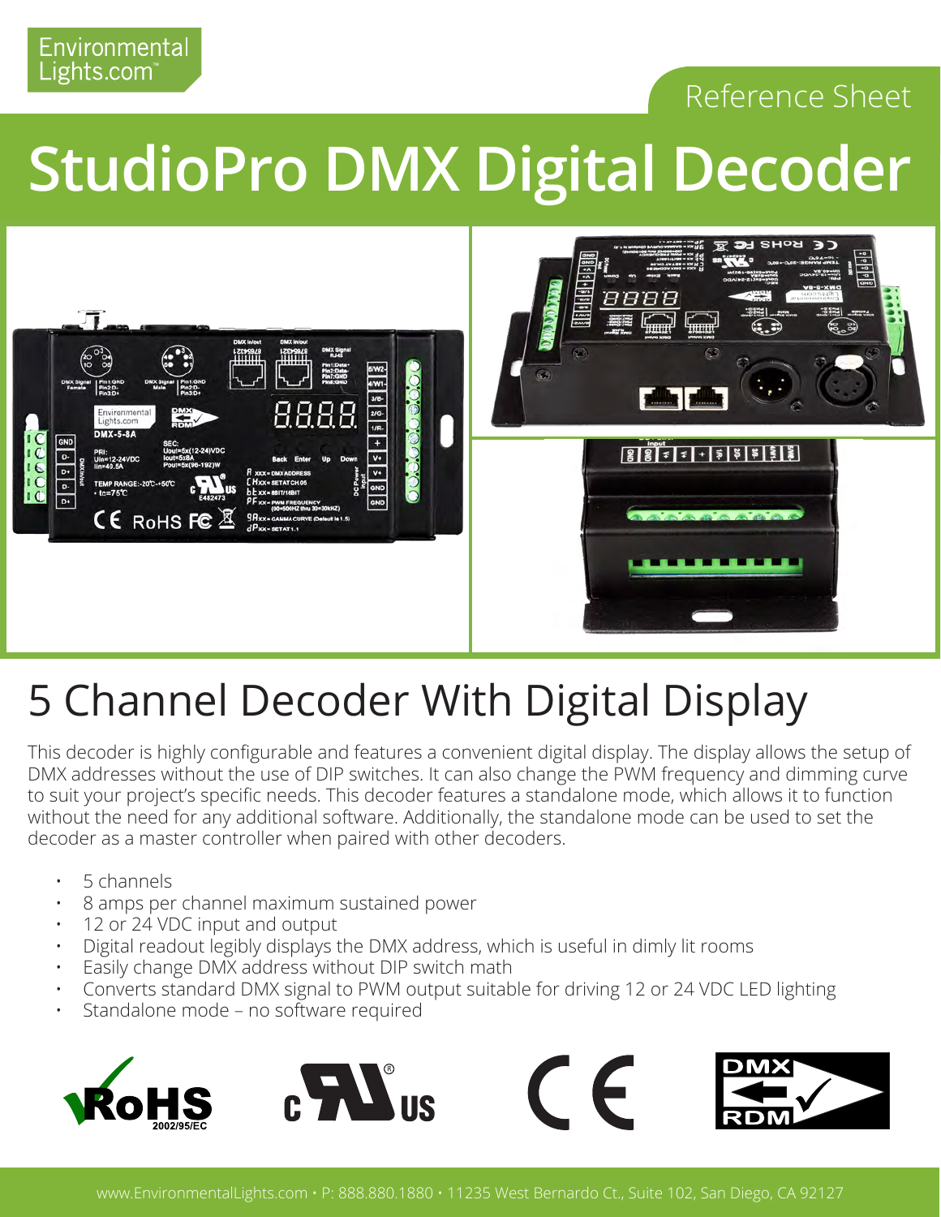Environmental Lights.com™

Reference Sheet

# StudioPro DMX Digital Decoder

## 5 Channel Decoder With Digital Display

This decoder is highly configurable and features a convenient digital display. The display allows the setup of DMX addresses without the use of DIP switches. It can also change the PWM frequency and dimming curve to suit your project's specific needs. This decoder features a standalone mode, which allows it to function without the need for any additional software. Additionally, the standalone mode can be used to set the decoder as a master controller when paired with other decoders.

- 5 channels
- 8 amps per channel maximum sustained power
- 12 or 24 VDC input and output
- Digital readout legibly displays the DMX address, which is useful in dimly lit rooms
- Easily change DMX address without DIP switch math
- Converts standard DMX signal to PWM output suitable for driving 12 or 24 VDC LED lighting
- Standalone mode – no software required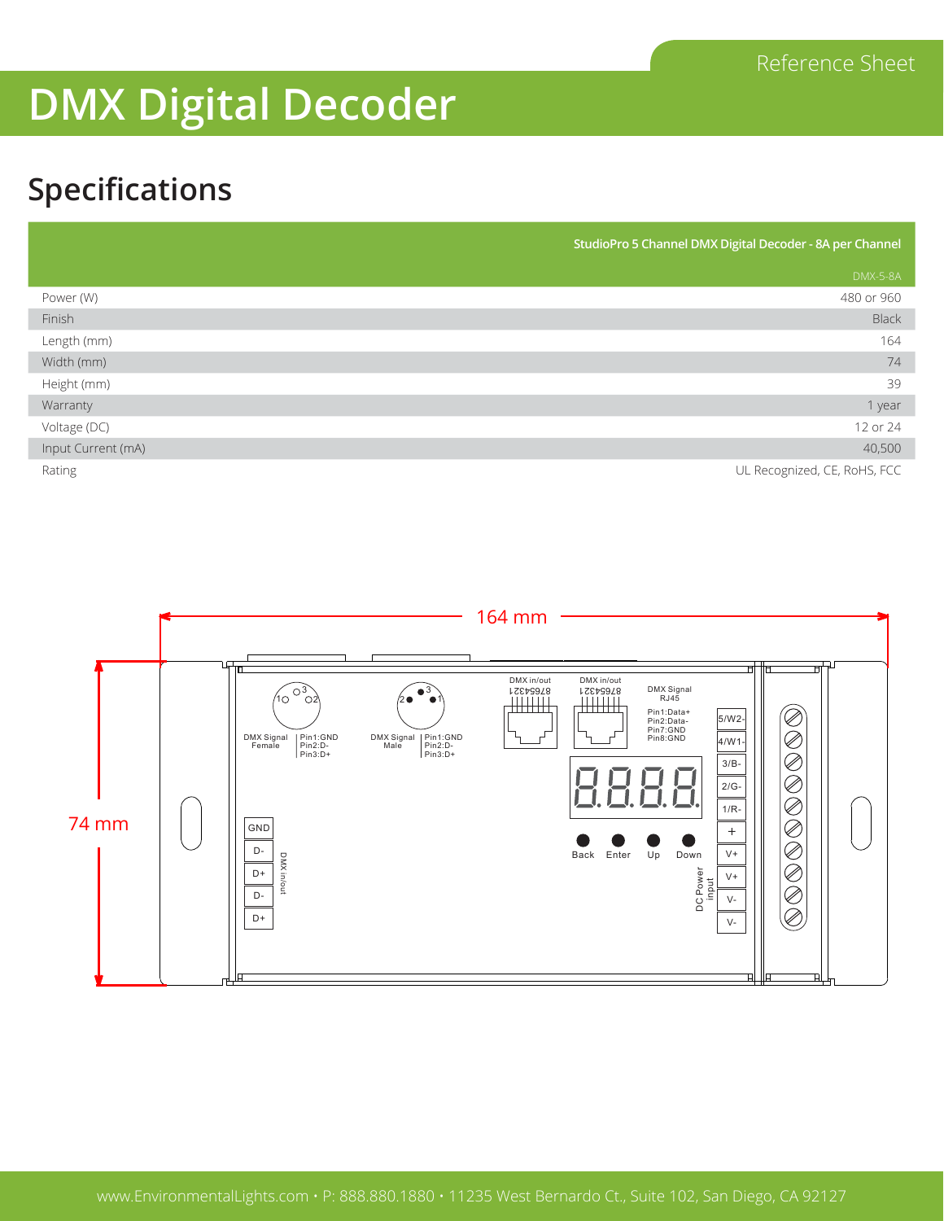# DMX Digital Decoder

Reference Sheet

## Specifications

| | StudioPro 5 Channel DMX Digital Decoder - 8A per Channel<br>DMX-5-8A |
|---|---|
| Power (W) | 480 or 960 |
| Finish | Black |
| Length (mm) | 164 |
| Width (mm) | 74 |
| Height (mm) | 39 |
| Warranty | 1 year |
| Voltage (DC) | 12 or 24 |
| Input Current (mA) | 40,500 |
| Rating | UL Recognized, CE, RoHS, FCC |

164 mm

74 mm

DMX Signal Female | Pin1:GND Pin2:D- Pin3:D+

DMX Signal Male | Pin1:GND Pin2:D- Pin3:D+

DMX in/out 87654321

DMX in/out 87654321

DMX Signal RJ45
Pin1:Data+
Pin2:Data-
Pin7:GND
Pin8:GND

GND
D-
D+
D-
D+
DMX in/out

Back Enter Up Down

DC Power input

5/W2-
4/W1-
3/B-
2/G-
1/R-
+
V+
V+
V-
V-